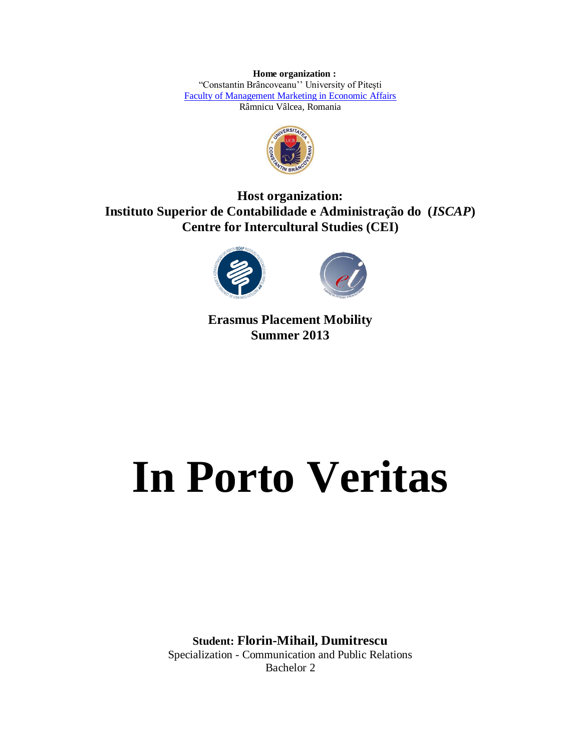**Home organization :**
"Constantin Brâncoveanu'' University of Piteşti
Faculty of Management Marketing in Economic Affairs
Râmnicu Vâlcea, Romania

**Host organization:**
**Instituto Superior de Contabilidade e Administração do (*ISCAP*)**
**Centre for Intercultural Studies (CEI)**

**Erasmus Placement Mobility**
**Summer 2013**

# In Porto Veritas

**Student: Florin-Mihail, Dumitrescu**
Specialization - Communication and Public Relations
Bachelor 2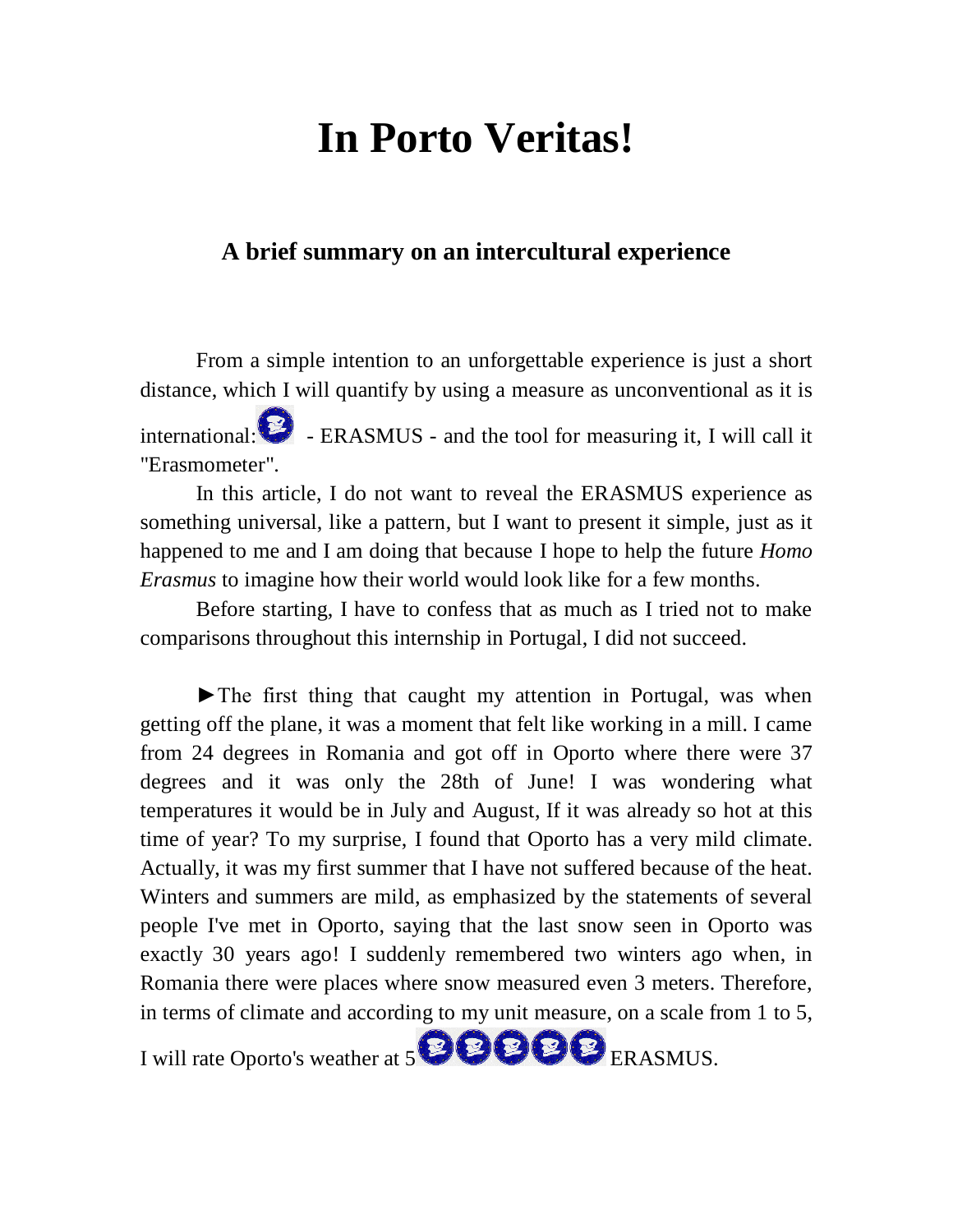# In Porto Veritas!

### A brief summary on an intercultural experience

From a simple intention to an unforgettable experience is just a short distance, which I will quantify by using a measure as unconventional as it is international: - ERASMUS - and the tool for measuring it, I will call it "Erasmometer".

In this article, I do not want to reveal the ERASMUS experience as something universal, like a pattern, but I want to present it simple, just as it happened to me and I am doing that because I hope to help the future *Homo Erasmus* to imagine how their world would look like for a few months.

Before starting, I have to confess that as much as I tried not to make comparisons throughout this internship in Portugal, I did not succeed.

►The first thing that caught my attention in Portugal, was when getting off the plane, it was a moment that felt like working in a mill. I came from 24 degrees in Romania and got off in Oporto where there were 37 degrees and it was only the 28th of June! I was wondering what temperatures it would be in July and August, If it was already so hot at this time of year? To my surprise, I found that Oporto has a very mild climate. Actually, it was my first summer that I have not suffered because of the heat. Winters and summers are mild, as emphasized by the statements of several people I've met in Oporto, saying that the last snow seen in Oporto was exactly 30 years ago! I suddenly remembered two winters ago when, in Romania there were places where snow measured even 3 meters. Therefore, in terms of climate and according to my unit measure, on a scale from 1 to 5, I will rate Oporto's weather at 5 ERASMUS.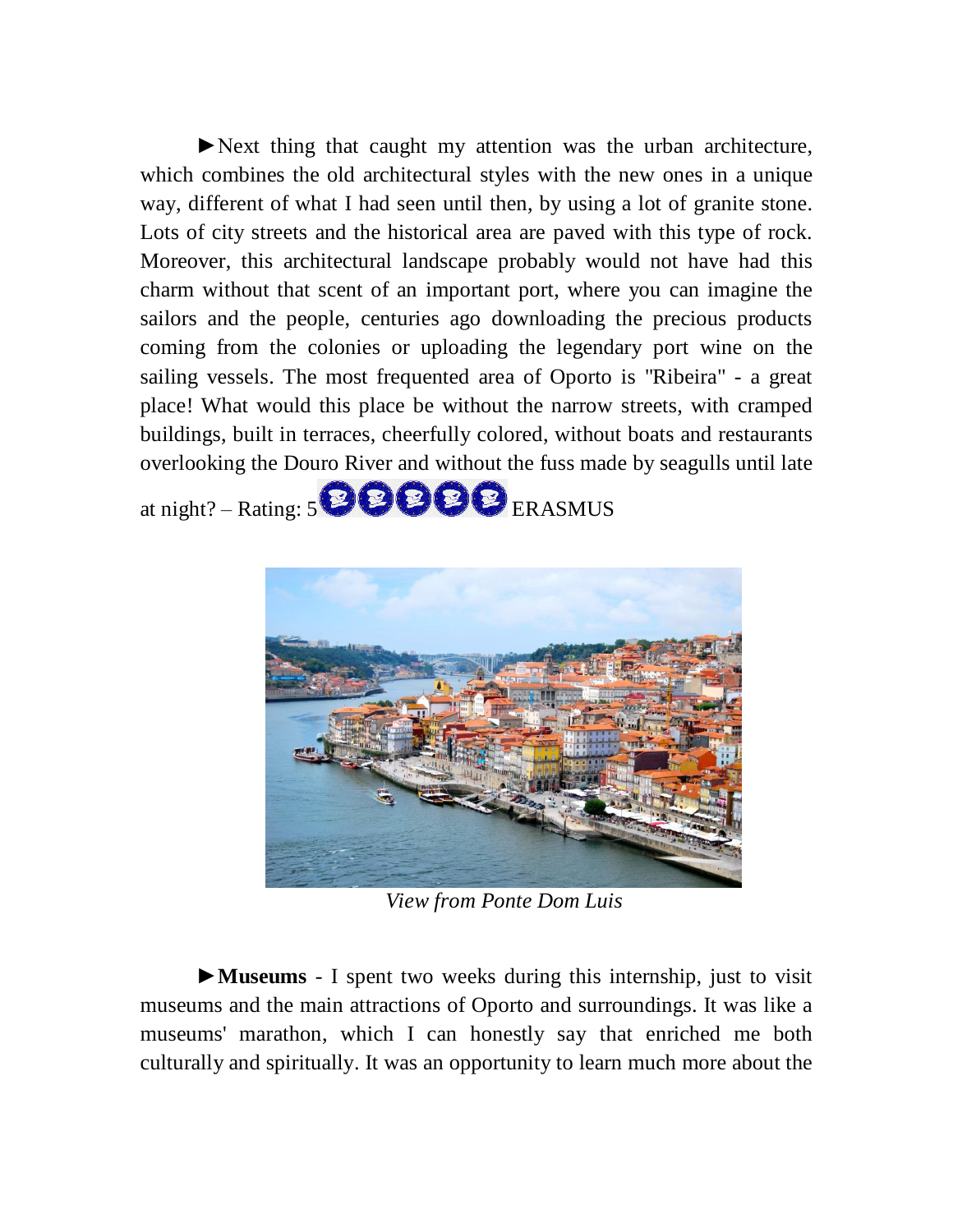►Next thing that caught my attention was the urban architecture, which combines the old architectural styles with the new ones in a unique way, different of what I had seen until then, by using a lot of granite stone. Lots of city streets and the historical area are paved with this type of rock. Moreover, this architectural landscape probably would not have had this charm without that scent of an important port, where you can imagine the sailors and the people, centuries ago downloading the precious products coming from the colonies or uploading the legendary port wine on the sailing vessels. The most frequented area of Oporto is "Ribeira" - a great place! What would this place be without the narrow streets, with cramped buildings, built in terraces, cheerfully colored, without boats and restaurants overlooking the Douro River and without the fuss made by seagulls until late at night? – Rating: 5 ERASMUS

*View from Ponte Dom Luis*

►**Museums** - I spent two weeks during this internship, just to visit museums and the main attractions of Oporto and surroundings. It was like a museums' marathon, which I can honestly say that enriched me both culturally and spiritually. It was an opportunity to learn much more about the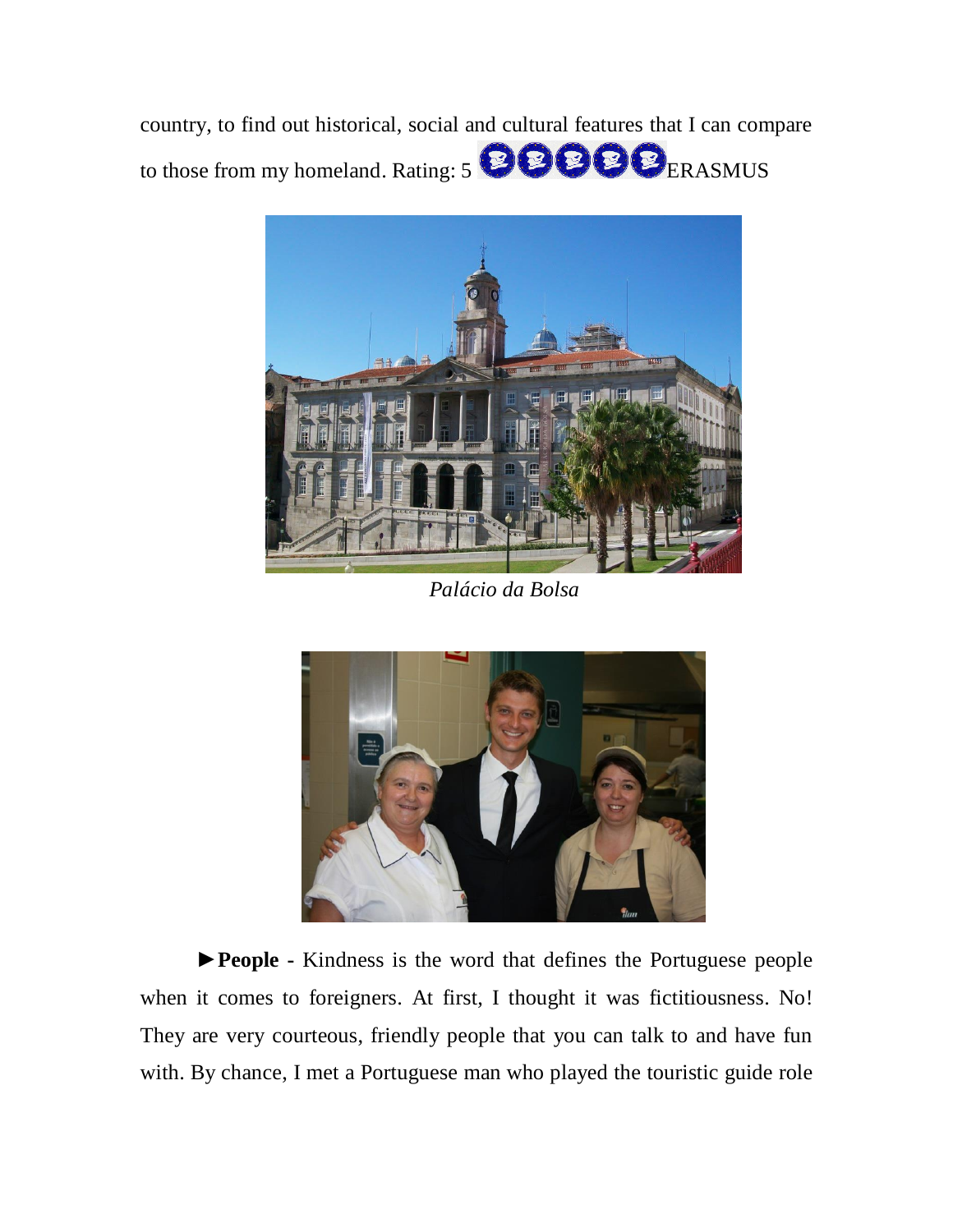country, to find out historical, social and cultural features that I can compare to those from my homeland. Rating: 5 ERASMUS

*Palácio da Bolsa*

►**People** - Kindness is the word that defines the Portuguese people when it comes to foreigners. At first, I thought it was fictitiousness. No! They are very courteous, friendly people that you can talk to and have fun with. By chance, I met a Portuguese man who played the touristic guide role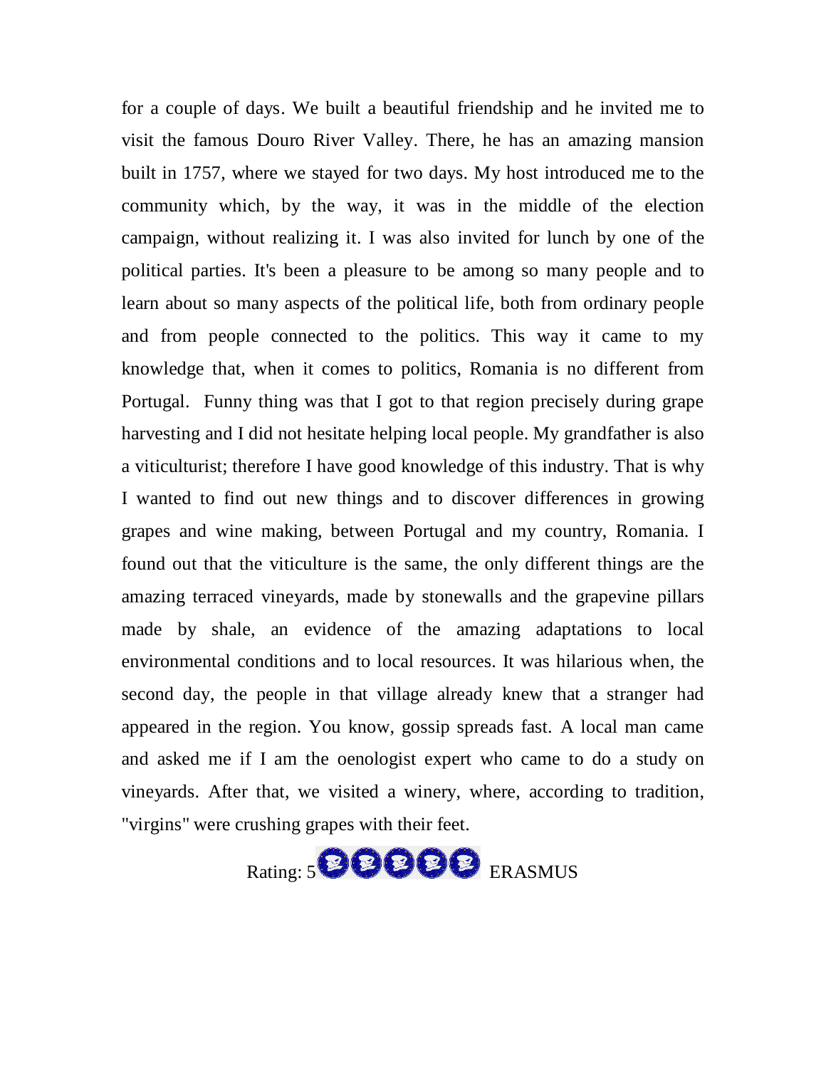for a couple of days. We built a beautiful friendship and he invited me to visit the famous Douro River Valley. There, he has an amazing mansion built in 1757, where we stayed for two days. My host introduced me to the community which, by the way, it was in the middle of the election campaign, without realizing it. I was also invited for lunch by one of the political parties. It's been a pleasure to be among so many people and to learn about so many aspects of the political life, both from ordinary people and from people connected to the politics. This way it came to my knowledge that, when it comes to politics, Romania is no different from Portugal. Funny thing was that I got to that region precisely during grape harvesting and I did not hesitate helping local people. My grandfather is also a viticulturist; therefore I have good knowledge of this industry. That is why I wanted to find out new things and to discover differences in growing grapes and wine making, between Portugal and my country, Romania. I found out that the viticulture is the same, the only different things are the amazing terraced vineyards, made by stonewalls and the grapevine pillars made by shale, an evidence of the amazing adaptations to local environmental conditions and to local resources. It was hilarious when, the second day, the people in that village already knew that a stranger had appeared in the region. You know, gossip spreads fast. A local man came and asked me if I am the oenologist expert who came to do a study on vineyards. After that, we visited a winery, where, according to tradition, "virgins" were crushing grapes with their feet.

Rating: 5 ERASMUS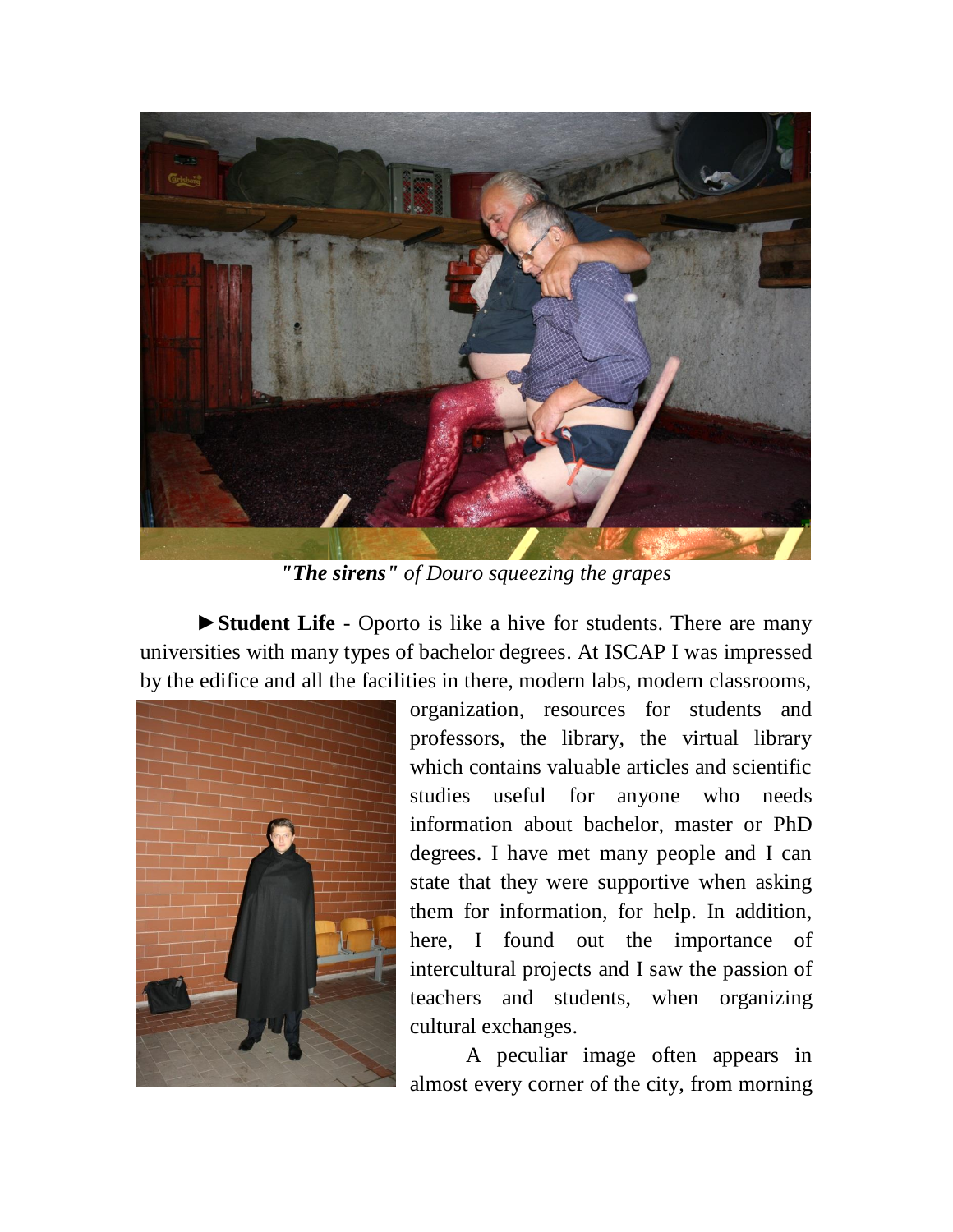*"**The sirens**" of Douro squeezing the grapes*

►**Student Life** - Oporto is like a hive for students. There are many universities with many types of bachelor degrees. At ISCAP I was impressed by the edifice and all the facilities in there, modern labs, modern classrooms, organization, resources for students and professors, the library, the virtual library which contains valuable articles and scientific studies useful for anyone who needs information about bachelor, master or PhD degrees. I have met many people and I can state that they were supportive when asking them for information, for help. In addition, here, I found out the importance of intercultural projects and I saw the passion of teachers and students, when organizing cultural exchanges.

A peculiar image often appears in almost every corner of the city, from morning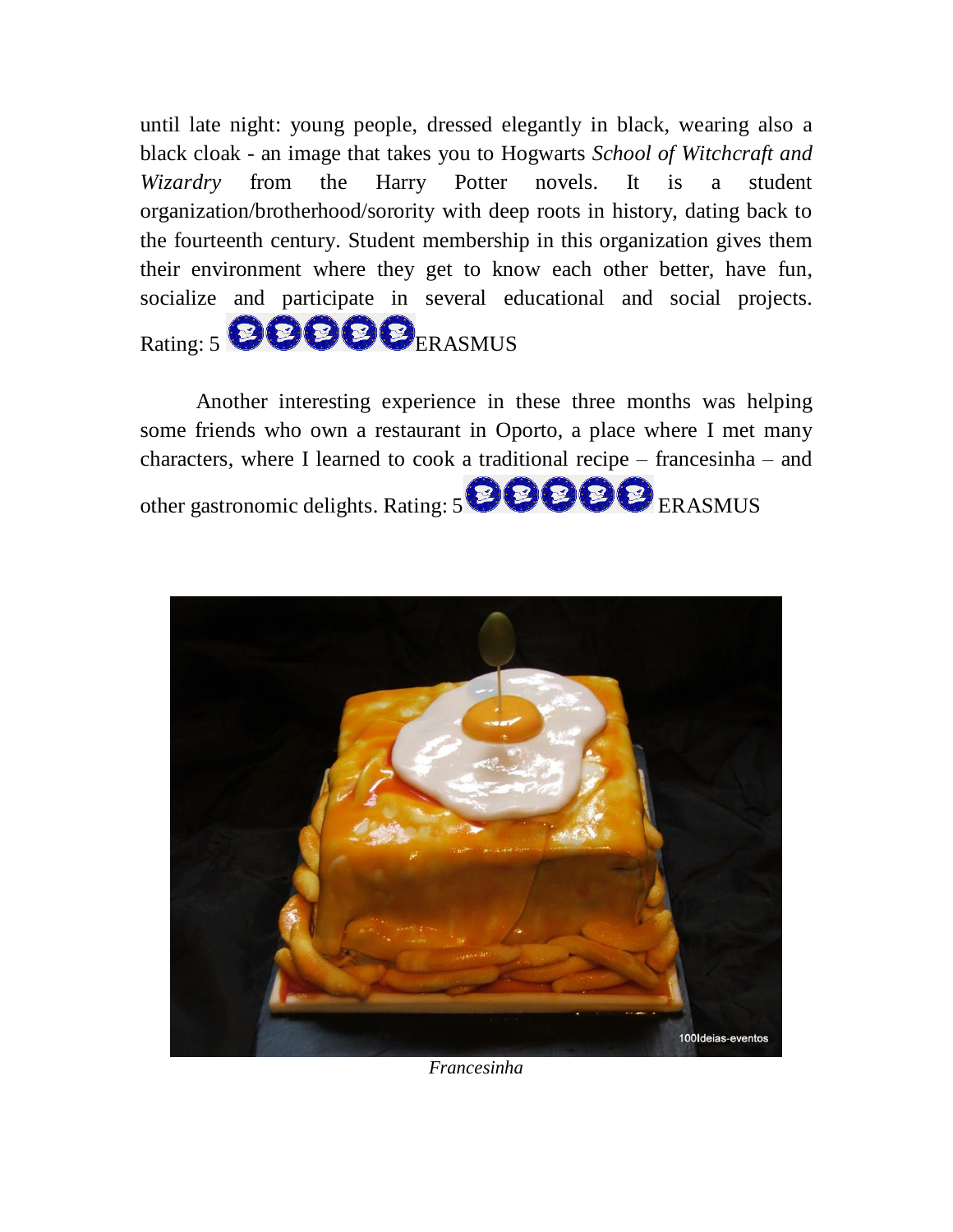until late night: young people, dressed elegantly in black, wearing also a black cloak - an image that takes you to Hogwarts *School of Witchcraft and Wizardry* from the Harry Potter novels. It is a student organization/brotherhood/sorority with deep roots in history, dating back to the fourteenth century. Student membership in this organization gives them their environment where they get to know each other better, have fun, socialize and participate in several educational and social projects. Rating: 5 ERASMUS

Another interesting experience in these three months was helping some friends who own a restaurant in Oporto, a place where I met many characters, where I learned to cook a traditional recipe – francesinha – and other gastronomic delights. Rating: 5 ERASMUS

*Francesinha*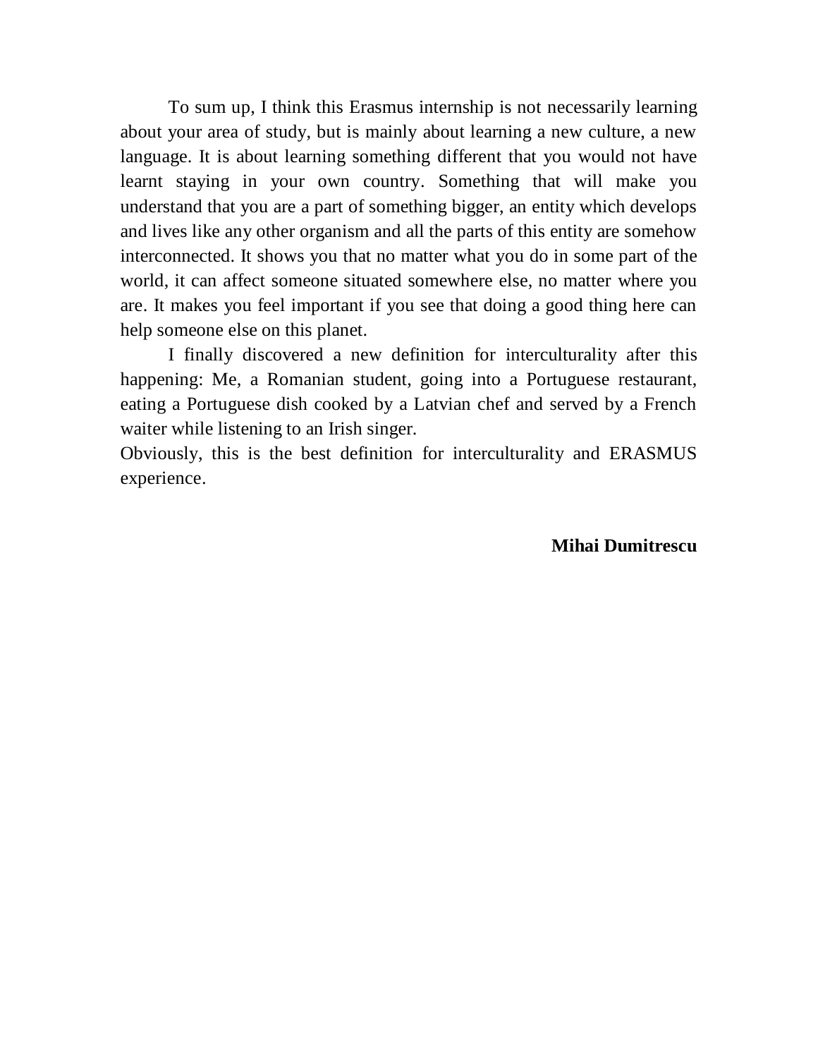To sum up, I think this Erasmus internship is not necessarily learning about your area of study, but is mainly about learning a new culture, a new language. It is about learning something different that you would not have learnt staying in your own country. Something that will make you understand that you are a part of something bigger, an entity which develops and lives like any other organism and all the parts of this entity are somehow interconnected. It shows you that no matter what you do in some part of the world, it can affect someone situated somewhere else, no matter where you are. It makes you feel important if you see that doing a good thing here can help someone else on this planet.

I finally discovered a new definition for interculturality after this happening: Me, a Romanian student, going into a Portuguese restaurant, eating a Portuguese dish cooked by a Latvian chef and served by a French waiter while listening to an Irish singer.

Obviously, this is the best definition for interculturality and ERASMUS experience.

**Mihai Dumitrescu**